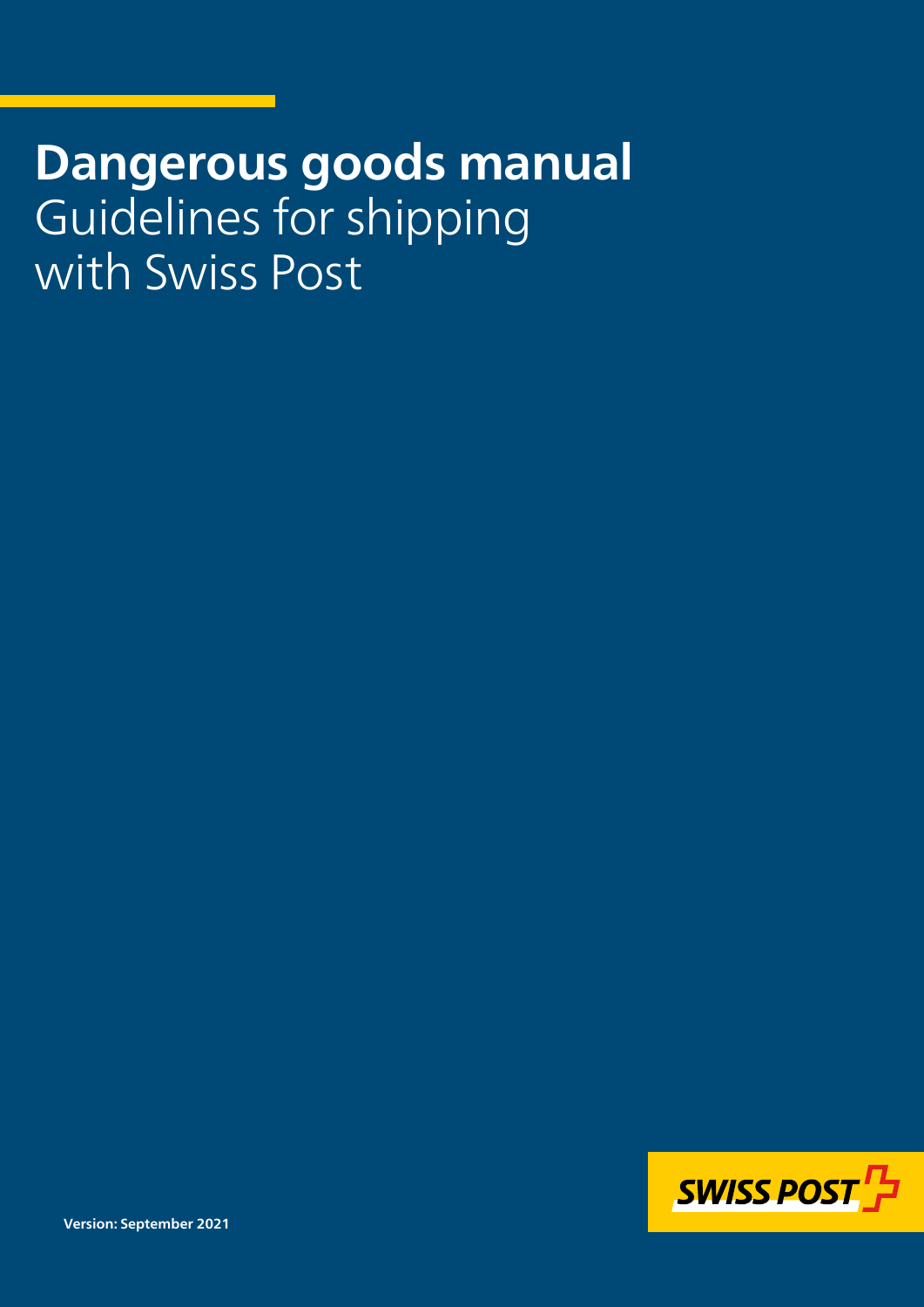# Dangerous goods manual

Guidelines for shipping with Swiss Post

Version: September 2021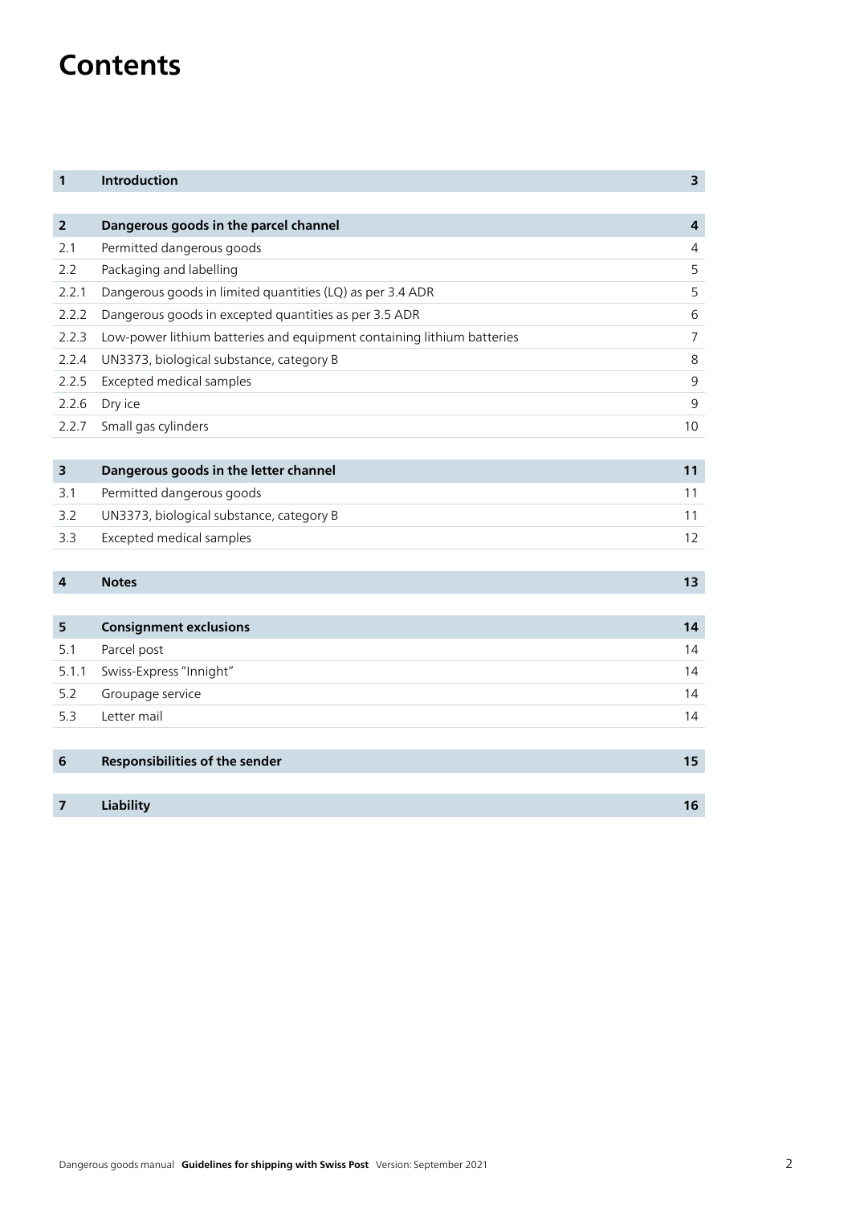# Contents

| | | |
|---|---|---|
| **1** | **Introduction** | **3** |
| **2** | **Dangerous goods in the parcel channel** | **4** |
| 2.1 | Permitted dangerous goods | 4 |
| 2.2 | Packaging and labelling | 5 |
| 2.2.1 | Dangerous goods in limited quantities (LQ) as per 3.4 ADR | 5 |
| 2.2.2 | Dangerous goods in excepted quantities as per 3.5 ADR | 6 |
| 2.2.3 | Low-power lithium batteries and equipment containing lithium batteries | 7 |
| 2.2.4 | UN3373, biological substance, category B | 8 |
| 2.2.5 | Excepted medical samples | 9 |
| 2.2.6 | Dry ice | 9 |
| 2.2.7 | Small gas cylinders | 10 |
| **3** | **Dangerous goods in the letter channel** | **11** |
| 3.1 | Permitted dangerous goods | 11 |
| 3.2 | UN3373, biological substance, category B | 11 |
| 3.3 | Excepted medical samples | 12 |
| **4** | **Notes** | **13** |
| **5** | **Consignment exclusions** | **14** |
| 5.1 | Parcel post | 14 |
| 5.1.1 | Swiss-Express "Innight" | 14 |
| 5.2 | Groupage service | 14 |
| 5.3 | Letter mail | 14 |
| **6** | **Responsibilities of the sender** | **15** |
| **7** | **Liability** | **16** |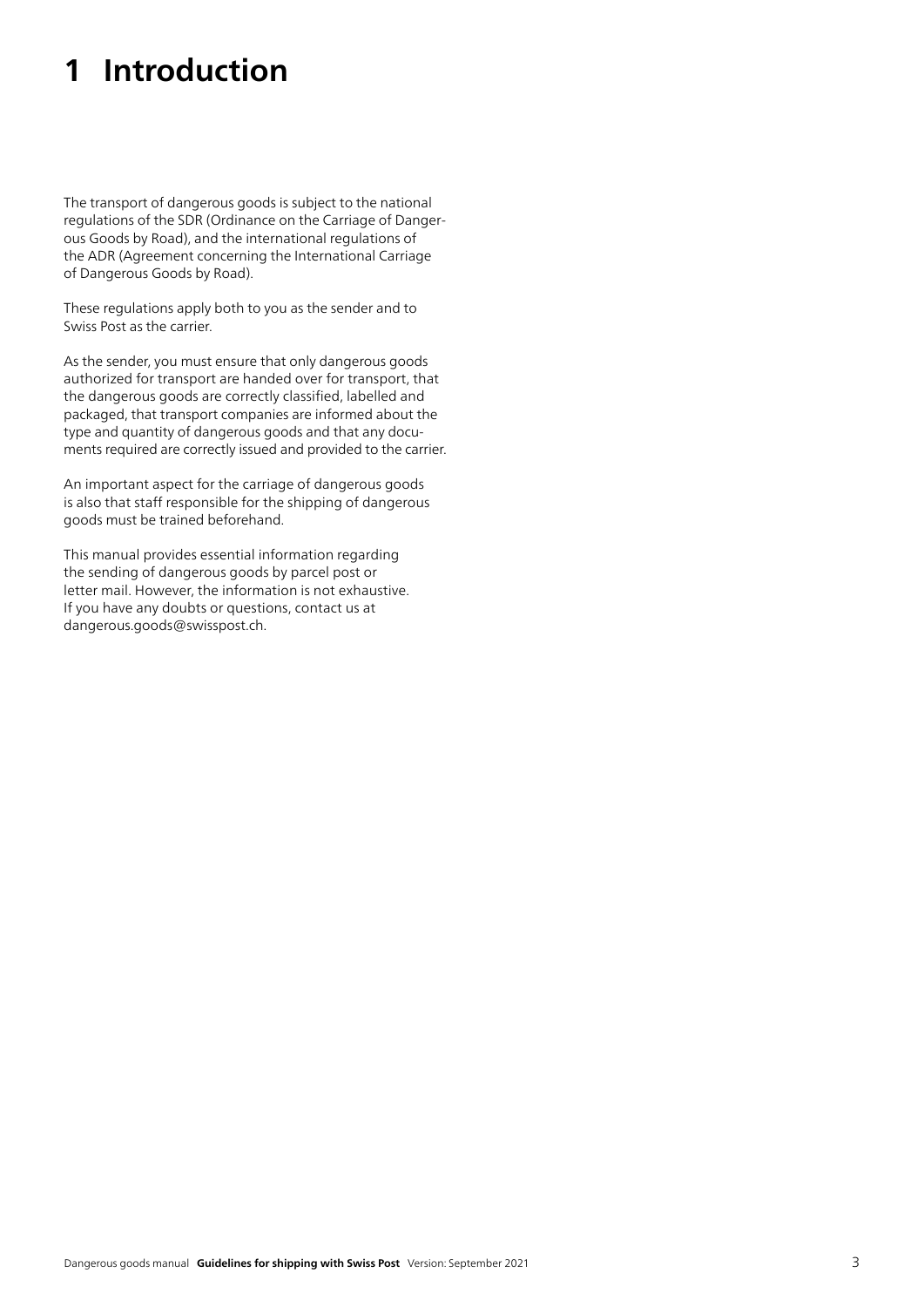# 1 Introduction

The transport of dangerous goods is subject to the national regulations of the SDR (Ordinance on the Carriage of Dangerous Goods by Road), and the international regulations of the ADR (Agreement concerning the International Carriage of Dangerous Goods by Road).

These regulations apply both to you as the sender and to Swiss Post as the carrier.

As the sender, you must ensure that only dangerous goods authorized for transport are handed over for transport, that the dangerous goods are correctly classified, labelled and packaged, that transport companies are informed about the type and quantity of dangerous goods and that any documents required are correctly issued and provided to the carrier.

An important aspect for the carriage of dangerous goods is also that staff responsible for the shipping of dangerous goods must be trained beforehand.

This manual provides essential information regarding the sending of dangerous goods by parcel post or letter mail. However, the information is not exhaustive. If you have any doubts or questions, contact us at dangerous.goods@swisspost.ch.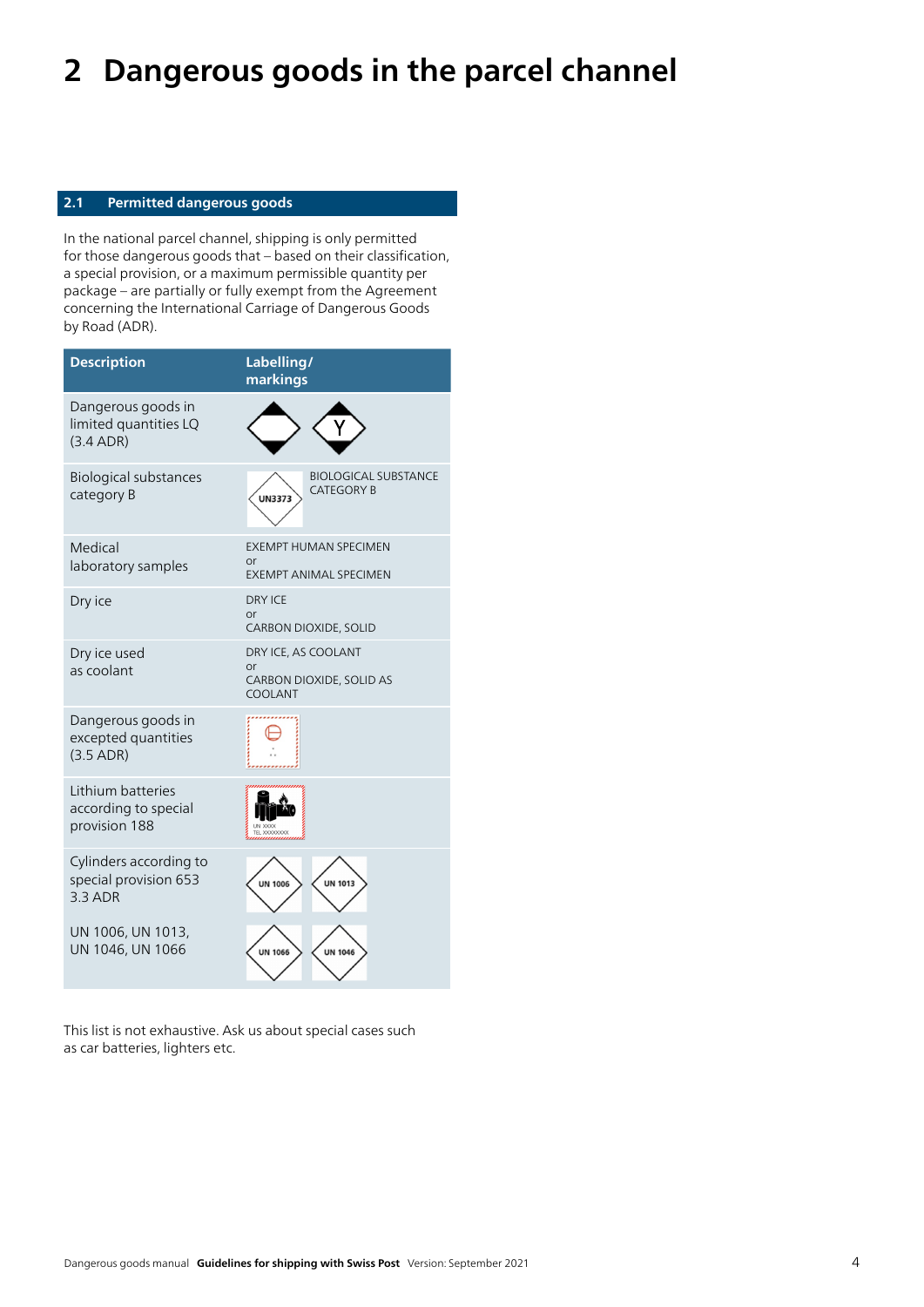# 2 Dangerous goods in the parcel channel

## 2.1 Permitted dangerous goods

In the national parcel channel, shipping is only permitted for those dangerous goods that – based on their classification, a special provision, or a maximum permissible quantity per package – are partially or fully exempt from the Agreement concerning the International Carriage of Dangerous Goods by Road (ADR).

| Description | Labelling/ markings |
|---|---|
| Dangerous goods in limited quantities LQ (3.4 ADR) | |
| Biological substances category B | UN3373 BIOLOGICAL SUBSTANCE CATEGORY B |
| Medical laboratory samples | EXEMPT HUMAN SPECIMEN or EXEMPT ANIMAL SPECIMEN |
| Dry ice | DRY ICE or CARBON DIOXIDE, SOLID |
| Dry ice used as coolant | DRY ICE, AS COOLANT or CARBON DIOXIDE, SOLID AS COOLANT |
| Dangerous goods in excepted quantities (3.5 ADR) | |
| Lithium batteries according to special provision 188 | UN XXXX TEL XXXXXXXX |
| Cylinders according to special provision 653 3.3 ADR UN 1006, UN 1013, UN 1046, UN 1066 | UN 1006 UN 1013 UN 1066 UN 1046 |

This list is not exhaustive. Ask us about special cases such as car batteries, lighters etc.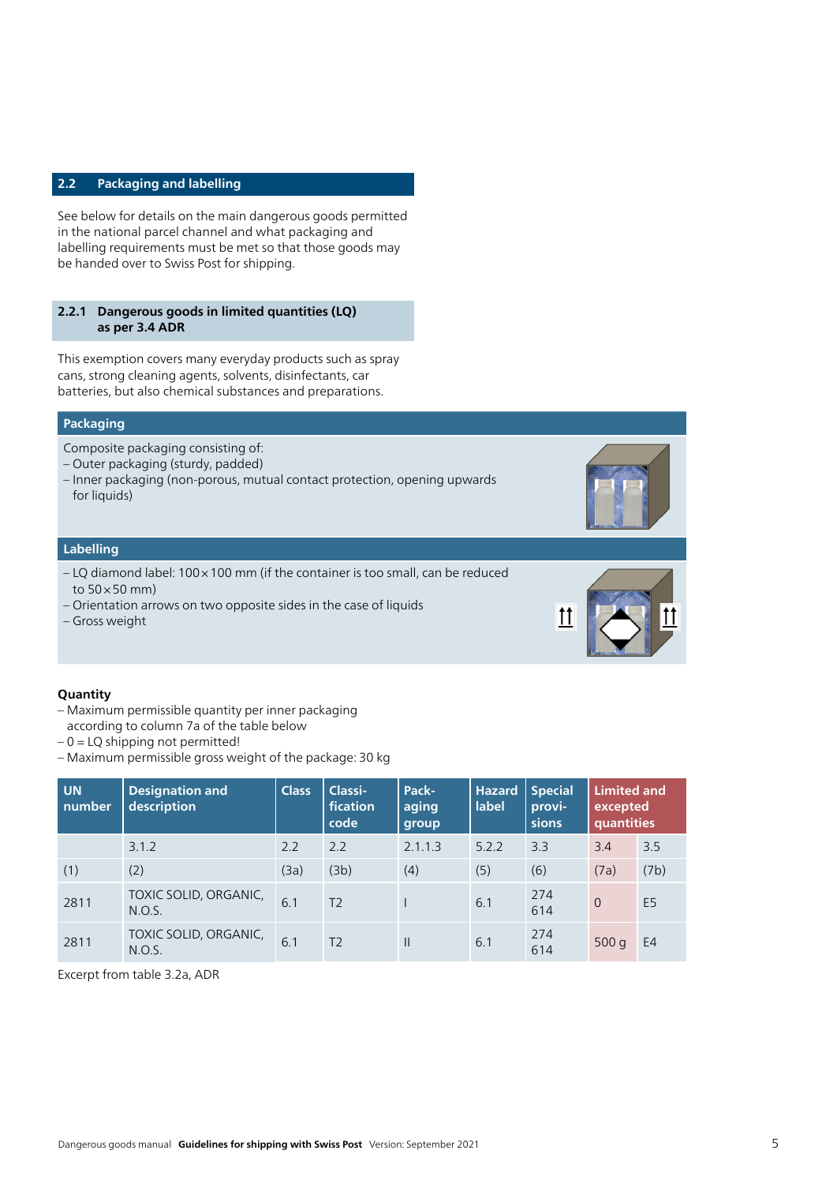## 2.2 Packaging and labelling

See below for details on the main dangerous goods permitted in the national parcel channel and what packaging and labelling requirements must be met so that those goods may be handed over to Swiss Post for shipping.

### 2.2.1 Dangerous goods in limited quantities (LQ) as per 3.4 ADR

This exemption covers many everyday products such as spray cans, strong cleaning agents, solvents, disinfectants, car batteries, but also chemical substances and preparations.

**Packaging**

Composite packaging consisting of:
– Outer packaging (sturdy, padded)
– Inner packaging (non-porous, mutual contact protection, opening upwards for liquids)

**Labelling**

– LQ diamond label: 100 × 100 mm (if the container is too small, can be reduced to 50 × 50 mm)
– Orientation arrows on two opposite sides in the case of liquids
– Gross weight

**Quantity**
– Maximum permissible quantity per inner packaging according to column 7a of the table below
– 0 = LQ shipping not permitted!
– Maximum permissible gross weight of the package: 30 kg

| UN number | Designation and description | Class | Classi-fication code | Pack-aging group | Hazard label | Special provi-sions | Limited and excepted quantities | |
|---|---|---|---|---|---|---|---|---|
| | 3.1.2 | 2.2 | 2.2 | 2.1.1.3 | 5.2.2 | 3.3 | 3.4 | 3.5 |
| (1) | (2) | (3a) | (3b) | (4) | (5) | (6) | (7a) | (7b) |
| 2811 | TOXIC SOLID, ORGANIC, N.O.S. | 6.1 | T2 | I | 6.1 | 274 614 | 0 | E5 |
| 2811 | TOXIC SOLID, ORGANIC, N.O.S. | 6.1 | T2 | II | 6.1 | 274 614 | 500 g | E4 |

Excerpt from table 3.2a, ADR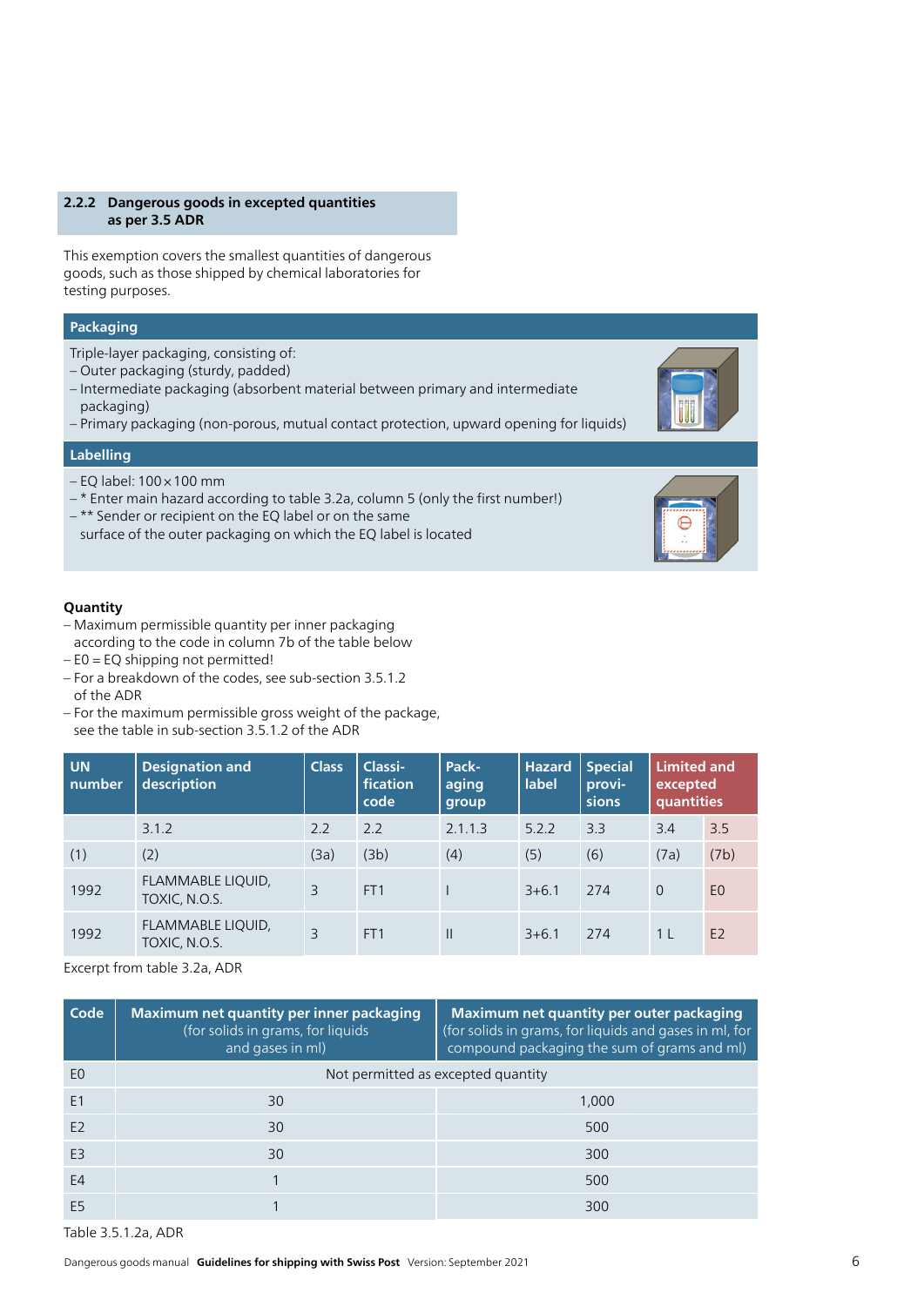## 2.2.2 Dangerous goods in excepted quantities as per 3.5 ADR

This exemption covers the smallest quantities of dangerous goods, such as those shipped by chemical laboratories for testing purposes.

### Packaging

Triple-layer packaging, consisting of:
– Outer packaging (sturdy, padded)
– Intermediate packaging (absorbent material between primary and intermediate packaging)
– Primary packaging (non-porous, mutual contact protection, upward opening for liquids)

### Labelling

– EQ label: 100 × 100 mm
– * Enter main hazard according to table 3.2a, column 5 (only the first number!)
– ** Sender or recipient on the EQ label or on the same surface of the outer packaging on which the EQ label is located

**Quantity**
– Maximum permissible quantity per inner packaging according to the code in column 7b of the table below
– E0 = EQ shipping not permitted!
– For a breakdown of the codes, see sub-section 3.5.1.2 of the ADR
– For the maximum permissible gross weight of the package, see the table in sub-section 3.5.1.2 of the ADR

| UN number | Designation and description | Class | Classi-fication code | Pack-aging group | Hazard label | Special provi-sions | Limited and excepted quantities | |
|---|---|---|---|---|---|---|---|---|
| | 3.1.2 | 2.2 | 2.2 | 2.1.1.3 | 5.2.2 | 3.3 | 3.4 | 3.5 |
| (1) | (2) | (3a) | (3b) | (4) | (5) | (6) | (7a) | (7b) |
| 1992 | FLAMMABLE LIQUID, TOXIC, N.O.S. | 3 | FT1 | I | 3+6.1 | 274 | 0 | E0 |
| 1992 | FLAMMABLE LIQUID, TOXIC, N.O.S. | 3 | FT1 | II | 3+6.1 | 274 | 1 L | E2 |

Excerpt from table 3.2a, ADR

| Code | Maximum net quantity per inner packaging (for solids in grams, for liquids and gases in ml) | Maximum net quantity per outer packaging (for solids in grams, for liquids and gases in ml, for compound packaging the sum of grams and ml) |
|---|---|---|
| E0 | Not permitted as excepted quantity | |
| E1 | 30 | 1,000 |
| E2 | 30 | 500 |
| E3 | 30 | 300 |
| E4 | 1 | 500 |
| E5 | 1 | 300 |

Table 3.5.1.2a, ADR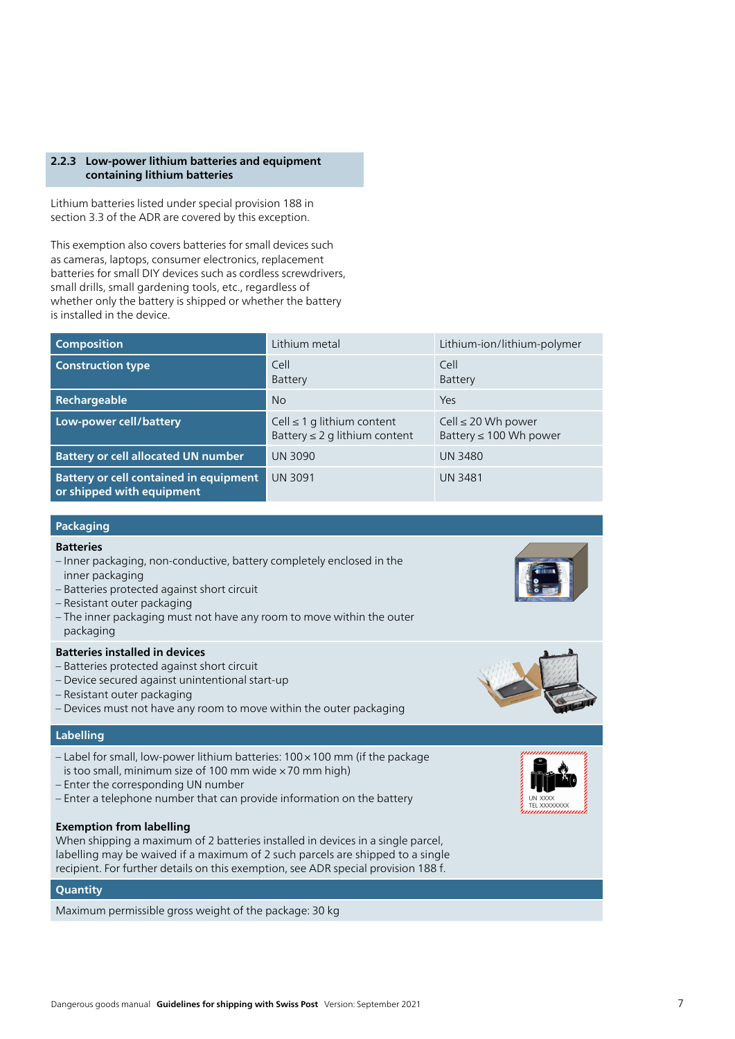### 2.2.3 Low-power lithium batteries and equipment containing lithium batteries

Lithium batteries listed under special provision 188 in section 3.3 of the ADR are covered by this exception.

This exemption also covers batteries for small devices such as cameras, laptops, consumer electronics, replacement batteries for small DIY devices such as cordless screwdrivers, small drills, small gardening tools, etc., regardless of whether only the battery is shipped or whether the battery is installed in the device.

| **Composition** | Lithium metal | Lithium-ion/lithium-polymer |
|---|---|---|
| **Construction type** | Cell<br>Battery | Cell<br>Battery |
| **Rechargeable** | No | Yes |
| **Low-power cell/battery** | Cell ≤ 1 g lithium content<br>Battery ≤ 2 g lithium content | Cell ≤ 20 Wh power<br>Battery ≤ 100 Wh power |
| **Battery or cell allocated UN number** | UN 3090 | UN 3480 |
| **Battery or cell contained in equipment or shipped with equipment** | UN 3091 | UN 3481 |

#### Packaging

**Batteries**
- Inner packaging, non-conductive, battery completely enclosed in the inner packaging
- Batteries protected against short circuit
- Resistant outer packaging
- The inner packaging must not have any room to move within the outer packaging

**Batteries installed in devices**
- Batteries protected against short circuit
- Device secured against unintentional start-up
- Resistant outer packaging
- Devices must not have any room to move within the outer packaging

#### Labelling

- Label for small, low-power lithium batteries: 100 × 100 mm (if the package is too small, minimum size of 100 mm wide × 70 mm high)
- Enter the corresponding UN number
- Enter a telephone number that can provide information on the battery

UN XXXX
TEL XXXXXXXX

**Exemption from labelling**
When shipping a maximum of 2 batteries installed in devices in a single parcel, labelling may be waived if a maximum of 2 such parcels are shipped to a single recipient. For further details on this exemption, see ADR special provision 188 f.

#### Quantity

Maximum permissible gross weight of the package: 30 kg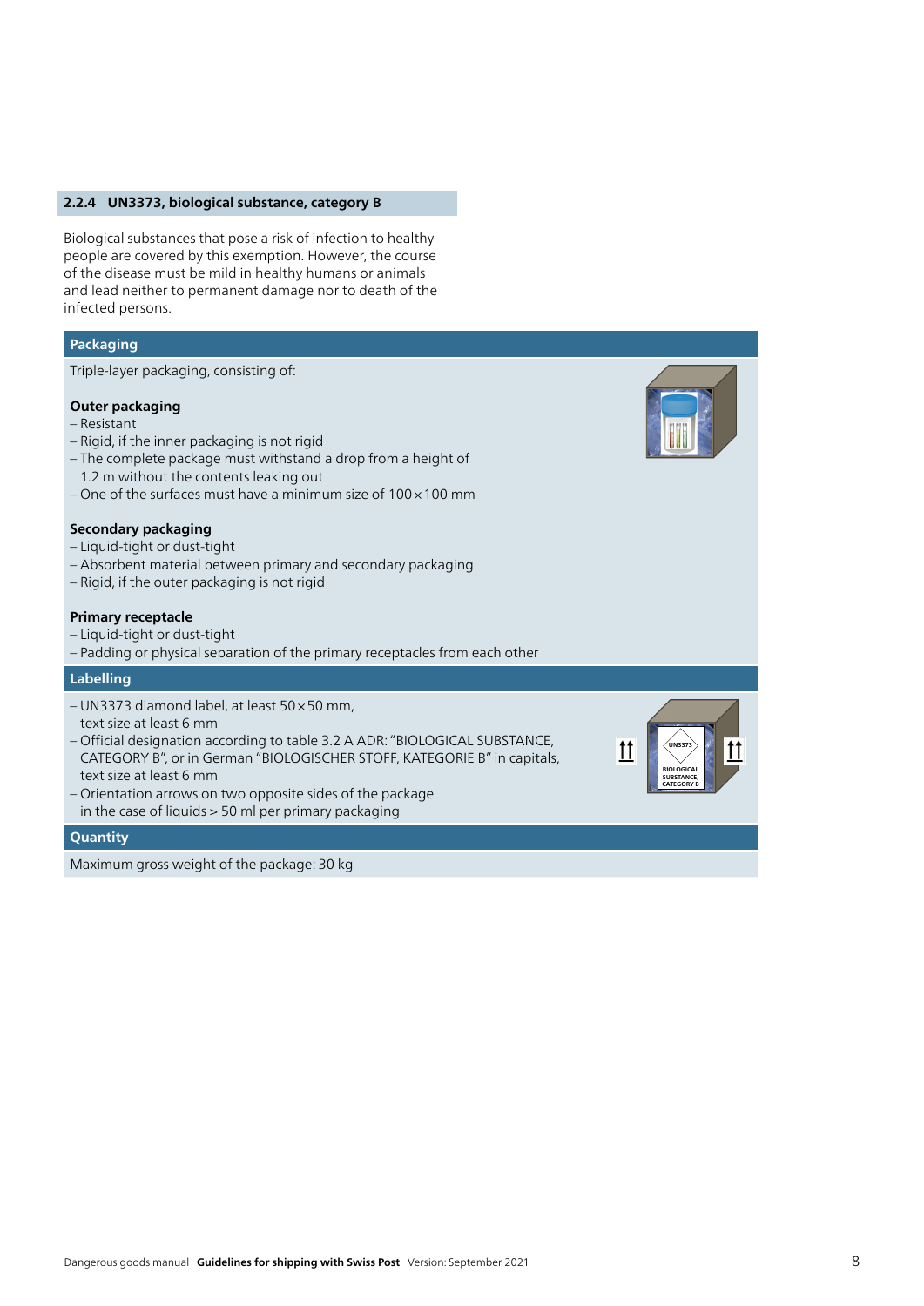### 2.2.4 UN3373, biological substance, category B

Biological substances that pose a risk of infection to healthy people are covered by this exemption. However, the course of the disease must be mild in healthy humans or animals and lead neither to permanent damage nor to death of the infected persons.

#### Packaging

Triple-layer packaging, consisting of:

**Outer packaging**
- Resistant
- Rigid, if the inner packaging is not rigid
- The complete package must withstand a drop from a height of 1.2 m without the contents leaking out
- One of the surfaces must have a minimum size of 100 × 100 mm

**Secondary packaging**
- Liquid-tight or dust-tight
- Absorbent material between primary and secondary packaging
- Rigid, if the outer packaging is not rigid

**Primary receptacle**
- Liquid-tight or dust-tight
- Padding or physical separation of the primary receptacles from each other

#### Labelling

- UN3373 diamond label, at least 50 × 50 mm, text size at least 6 mm
- Official designation according to table 3.2 A ADR: "BIOLOGICAL SUBSTANCE, CATEGORY B", or in German "BIOLOGISCHER STOFF, KATEGORIE B" in capitals, text size at least 6 mm
- Orientation arrows on two opposite sides of the package in the case of liquids > 50 ml per primary packaging

#### Quantity

Maximum gross weight of the package: 30 kg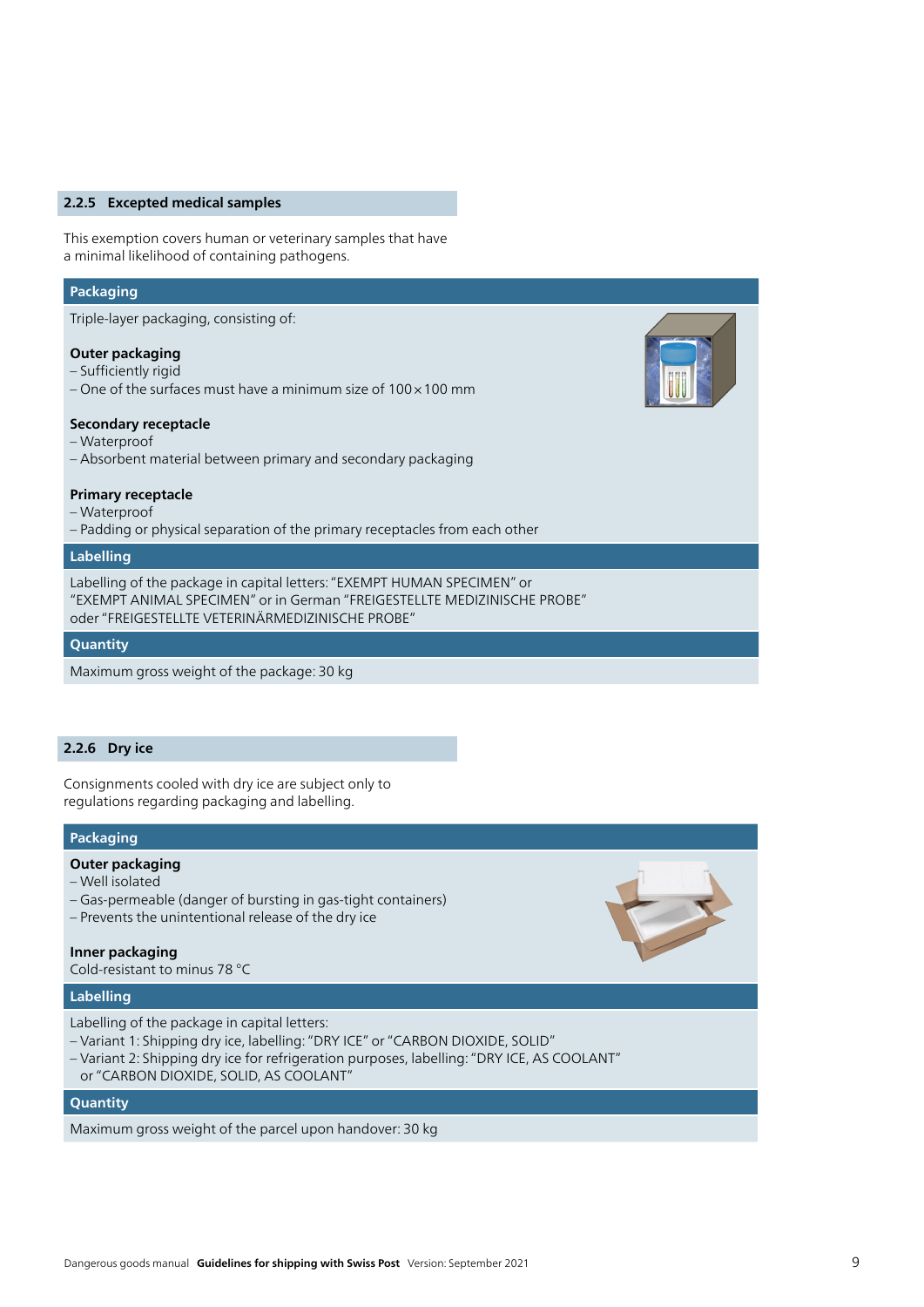## 2.2.5 Excepted medical samples

This exemption covers human or veterinary samples that have a minimal likelihood of containing pathogens.

### Packaging

Triple-layer packaging, consisting of:

**Outer packaging**
– Sufficiently rigid
– One of the surfaces must have a minimum size of 100 × 100 mm

**Secondary receptacle**
– Waterproof
– Absorbent material between primary and secondary packaging

**Primary receptacle**
– Waterproof
– Padding or physical separation of the primary receptacles from each other

### Labelling

Labelling of the package in capital letters: "EXEMPT HUMAN SPECIMEN" or "EXEMPT ANIMAL SPECIMEN" or in German "FREIGESTELLTE MEDIZINISCHE PROBE" oder "FREIGESTELLTE VETERINÄRMEDIZINISCHE PROBE"

### Quantity

Maximum gross weight of the package: 30 kg

## 2.2.6 Dry ice

Consignments cooled with dry ice are subject only to regulations regarding packaging and labelling.

### Packaging

**Outer packaging**
– Well isolated
– Gas-permeable (danger of bursting in gas-tight containers)
– Prevents the unintentional release of the dry ice

**Inner packaging**
Cold-resistant to minus 78 °C

### Labelling

Labelling of the package in capital letters:
– Variant 1: Shipping dry ice, labelling: "DRY ICE" or "CARBON DIOXIDE, SOLID"
– Variant 2: Shipping dry ice for refrigeration purposes, labelling: "DRY ICE, AS COOLANT" or "CARBON DIOXIDE, SOLID, AS COOLANT"

### Quantity

Maximum gross weight of the parcel upon handover: 30 kg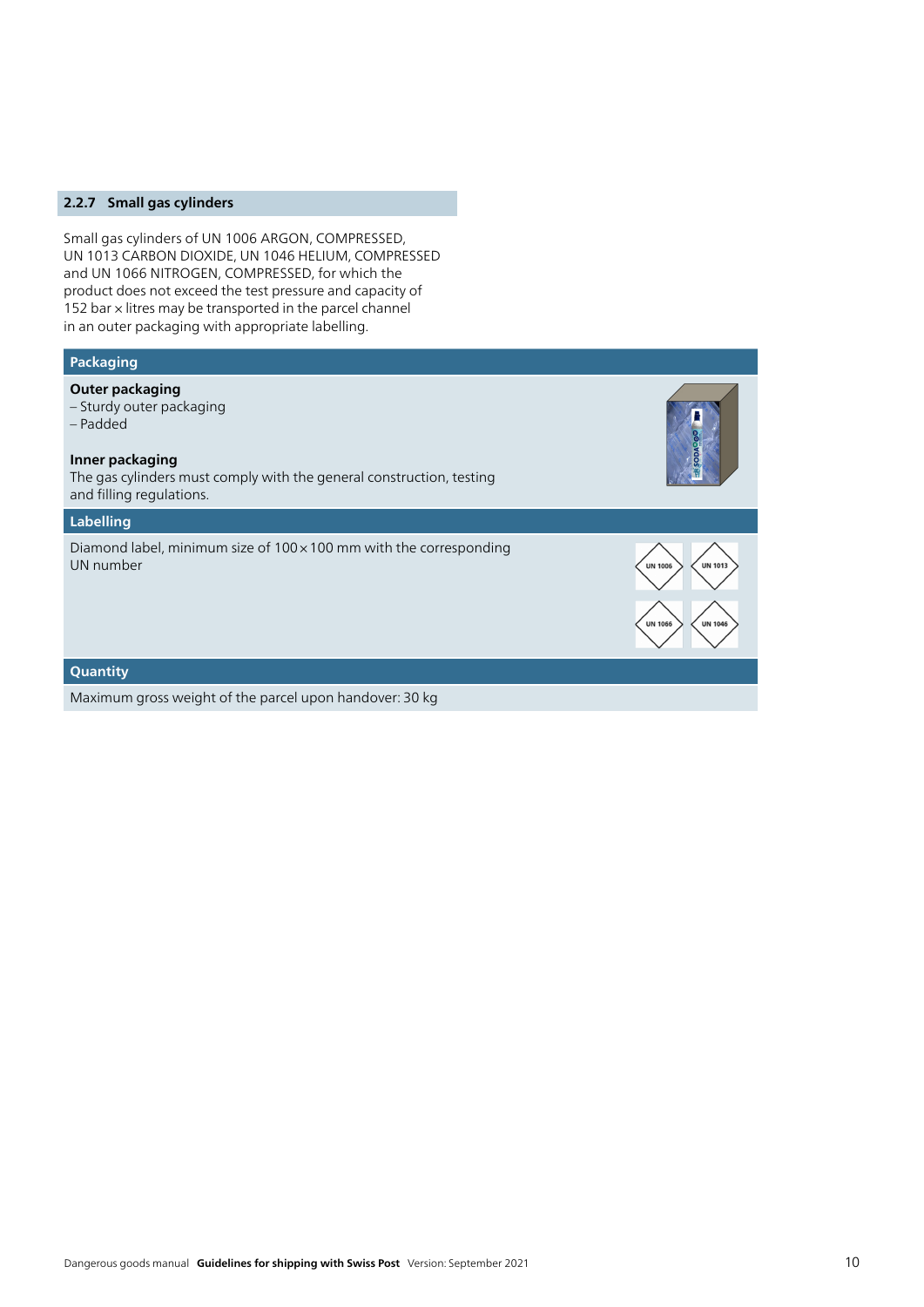### 2.2.7 Small gas cylinders

Small gas cylinders of UN 1006 ARGON, COMPRESSED, UN 1013 CARBON DIOXIDE, UN 1046 HELIUM, COMPRESSED and UN 1066 NITROGEN, COMPRESSED, for which the product does not exceed the test pressure and capacity of 152 bar × litres may be transported in the parcel channel in an outer packaging with appropriate labelling.

#### Packaging

**Outer packaging**
– Sturdy outer packaging
– Padded

**Inner packaging**
The gas cylinders must comply with the general construction, testing and filling regulations.

#### Labelling

Diamond label, minimum size of 100 × 100 mm with the corresponding UN number

UN 1006 | UN 1013 | UN 1066 | UN 1046

#### Quantity

Maximum gross weight of the parcel upon handover: 30 kg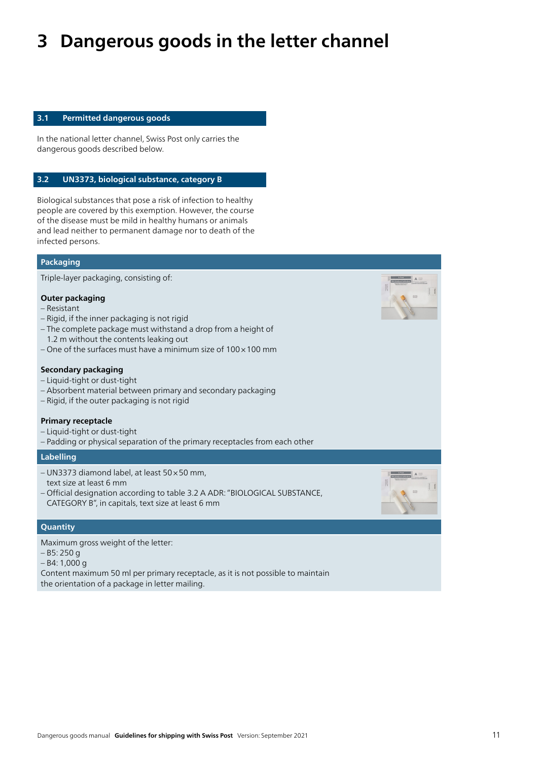# 3 Dangerous goods in the letter channel

## 3.1 Permitted dangerous goods

In the national letter channel, Swiss Post only carries the dangerous goods described below.

## 3.2 UN3373, biological substance, category B

Biological substances that pose a risk of infection to healthy people are covered by this exemption. However, the course of the disease must be mild in healthy humans or animals and lead neither to permanent damage nor to death of the infected persons.

### Packaging

Triple-layer packaging, consisting of:

**Outer packaging**
– Resistant
– Rigid, if the inner packaging is not rigid
– The complete package must withstand a drop from a height of 1.2 m without the contents leaking out
– One of the surfaces must have a minimum size of 100 × 100 mm

**Secondary packaging**
– Liquid-tight or dust-tight
– Absorbent material between primary and secondary packaging
– Rigid, if the outer packaging is not rigid

**Primary receptacle**
– Liquid-tight or dust-tight
– Padding or physical separation of the primary receptacles from each other

### Labelling

– UN3373 diamond label, at least 50 × 50 mm, text size at least 6 mm
– Official designation according to table 3.2 A ADR: "BIOLOGICAL SUBSTANCE, CATEGORY B", in capitals, text size at least 6 mm

### Quantity

Maximum gross weight of the letter:
– B5: 250 g
– B4: 1,000 g
Content maximum 50 ml per primary receptacle, as it is not possible to maintain the orientation of a package in letter mailing.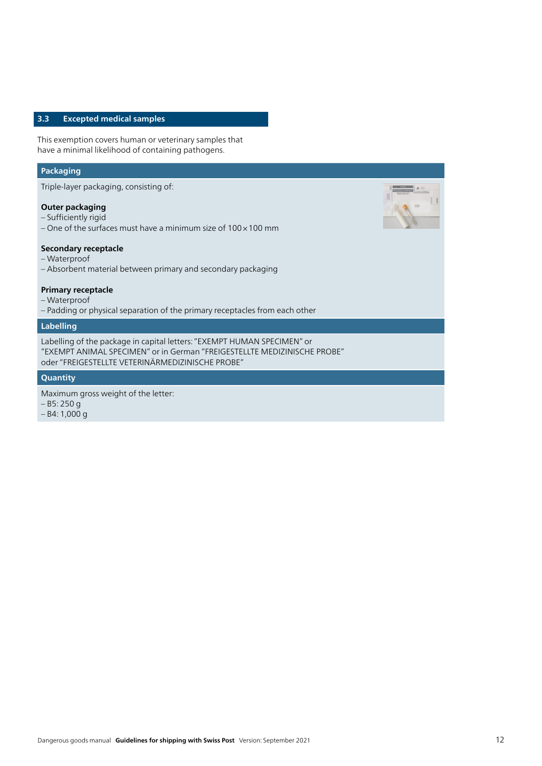## 3.3 Excepted medical samples

This exemption covers human or veterinary samples that have a minimal likelihood of containing pathogens.

### Packaging

Triple-layer packaging, consisting of:

**Outer packaging**
- Sufficiently rigid
- One of the surfaces must have a minimum size of 100 × 100 mm

**Secondary receptacle**
- Waterproof
- Absorbent material between primary and secondary packaging

**Primary receptacle**
- Waterproof
- Padding or physical separation of the primary receptacles from each other

### Labelling

Labelling of the package in capital letters: "EXEMPT HUMAN SPECIMEN" or "EXEMPT ANIMAL SPECIMEN" or in German "FREIGESTELLTE MEDIZINISCHE PROBE" oder "FREIGESTELLTE VETERINÄRMEDIZINISCHE PROBE"

### Quantity

Maximum gross weight of the letter:
- B5: 250 g
- B4: 1,000 g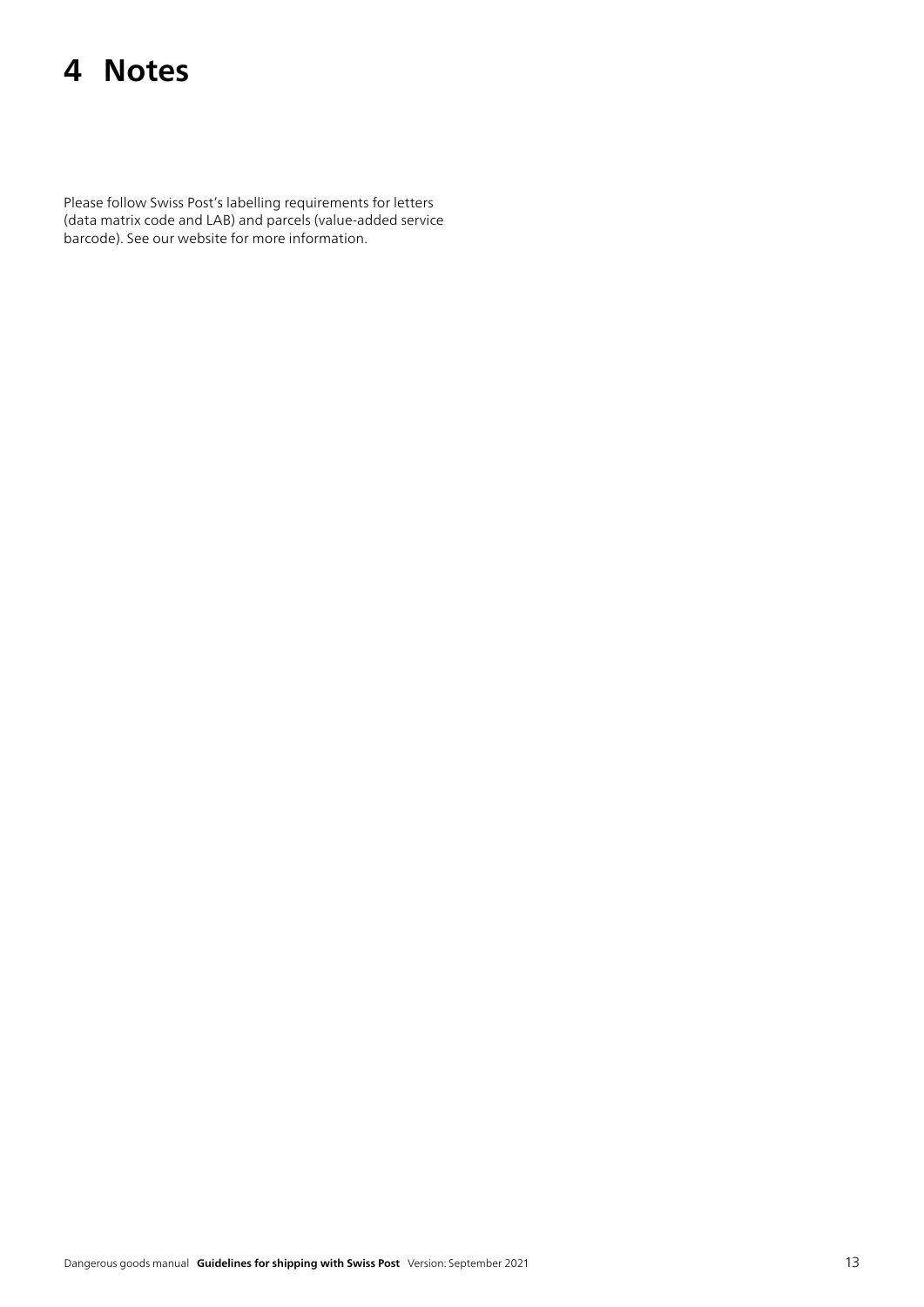# 4 Notes

Please follow Swiss Post's labelling requirements for letters (data matrix code and LAB) and parcels (value-added service barcode). See our website for more information.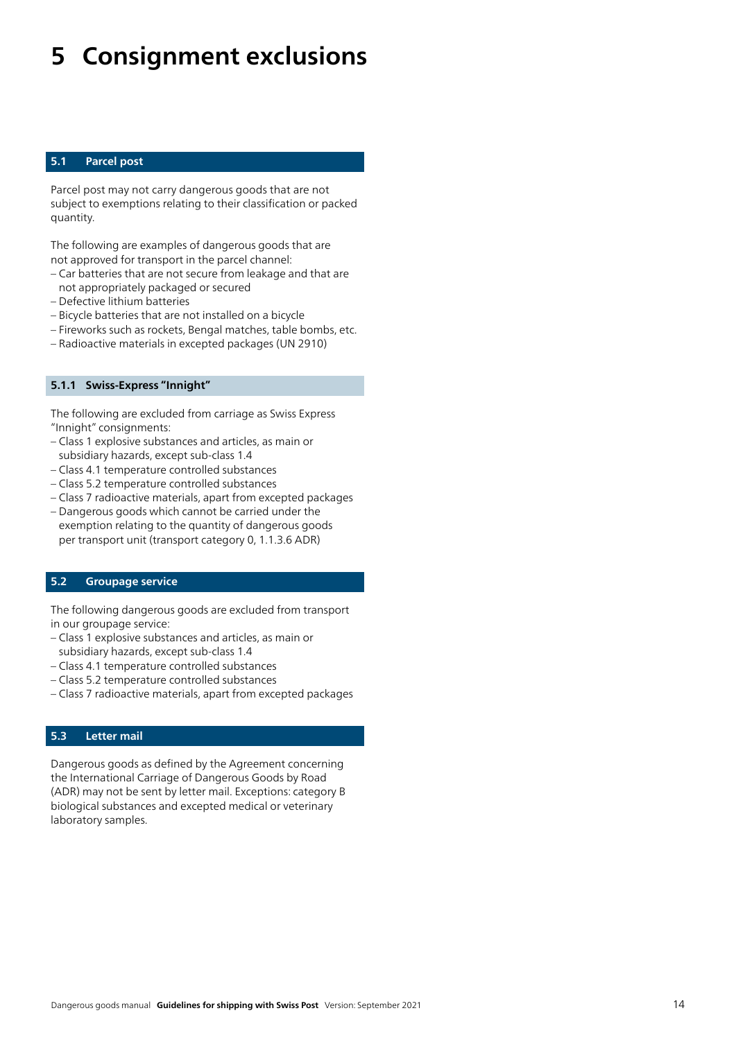# 5 Consignment exclusions

## 5.1 Parcel post

Parcel post may not carry dangerous goods that are not subject to exemptions relating to their classification or packed quantity.

The following are examples of dangerous goods that are not approved for transport in the parcel channel:
- Car batteries that are not secure from leakage and that are not appropriately packaged or secured
- Defective lithium batteries
- Bicycle batteries that are not installed on a bicycle
- Fireworks such as rockets, Bengal matches, table bombs, etc.
- Radioactive materials in excepted packages (UN 2910)

### 5.1.1 Swiss-Express "Innight"

The following are excluded from carriage as Swiss Express "Innight" consignments:
- Class 1 explosive substances and articles, as main or subsidiary hazards, except sub-class 1.4
- Class 4.1 temperature controlled substances
- Class 5.2 temperature controlled substances
- Class 7 radioactive materials, apart from excepted packages
- Dangerous goods which cannot be carried under the exemption relating to the quantity of dangerous goods per transport unit (transport category 0, 1.1.3.6 ADR)

## 5.2 Groupage service

The following dangerous goods are excluded from transport in our groupage service:
- Class 1 explosive substances and articles, as main or subsidiary hazards, except sub-class 1.4
- Class 4.1 temperature controlled substances
- Class 5.2 temperature controlled substances
- Class 7 radioactive materials, apart from excepted packages

## 5.3 Letter mail

Dangerous goods as defined by the Agreement concerning the International Carriage of Dangerous Goods by Road (ADR) may not be sent by letter mail. Exceptions: category B biological substances and excepted medical or veterinary laboratory samples.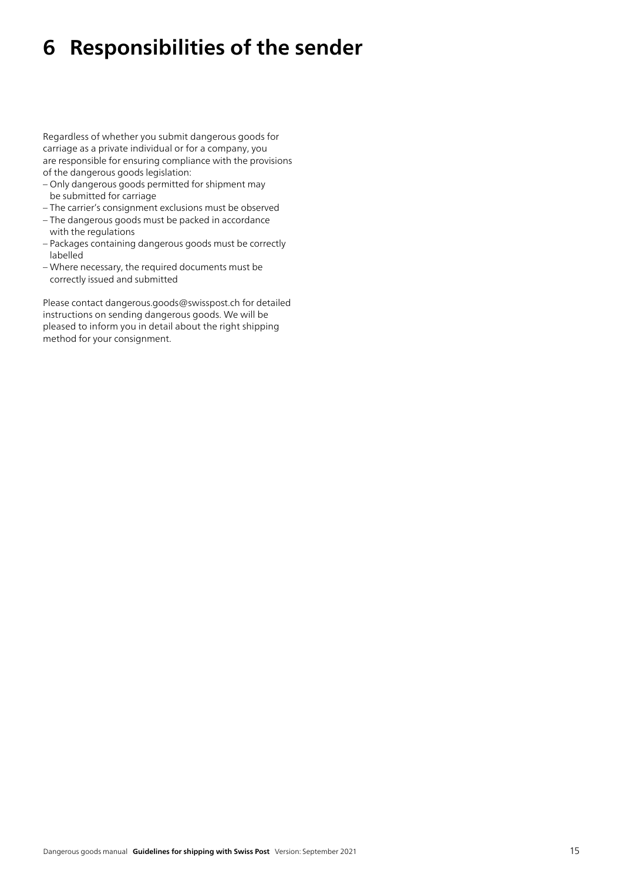# 6 Responsibilities of the sender

Regardless of whether you submit dangerous goods for carriage as a private individual or for a company, you are responsible for ensuring compliance with the provisions of the dangerous goods legislation:

- Only dangerous goods permitted for shipment may be submitted for carriage
- The carrier's consignment exclusions must be observed
- The dangerous goods must be packed in accordance with the regulations
- Packages containing dangerous goods must be correctly labelled
- Where necessary, the required documents must be correctly issued and submitted

Please contact dangerous.goods@swisspost.ch for detailed instructions on sending dangerous goods. We will be pleased to inform you in detail about the right shipping method for your consignment.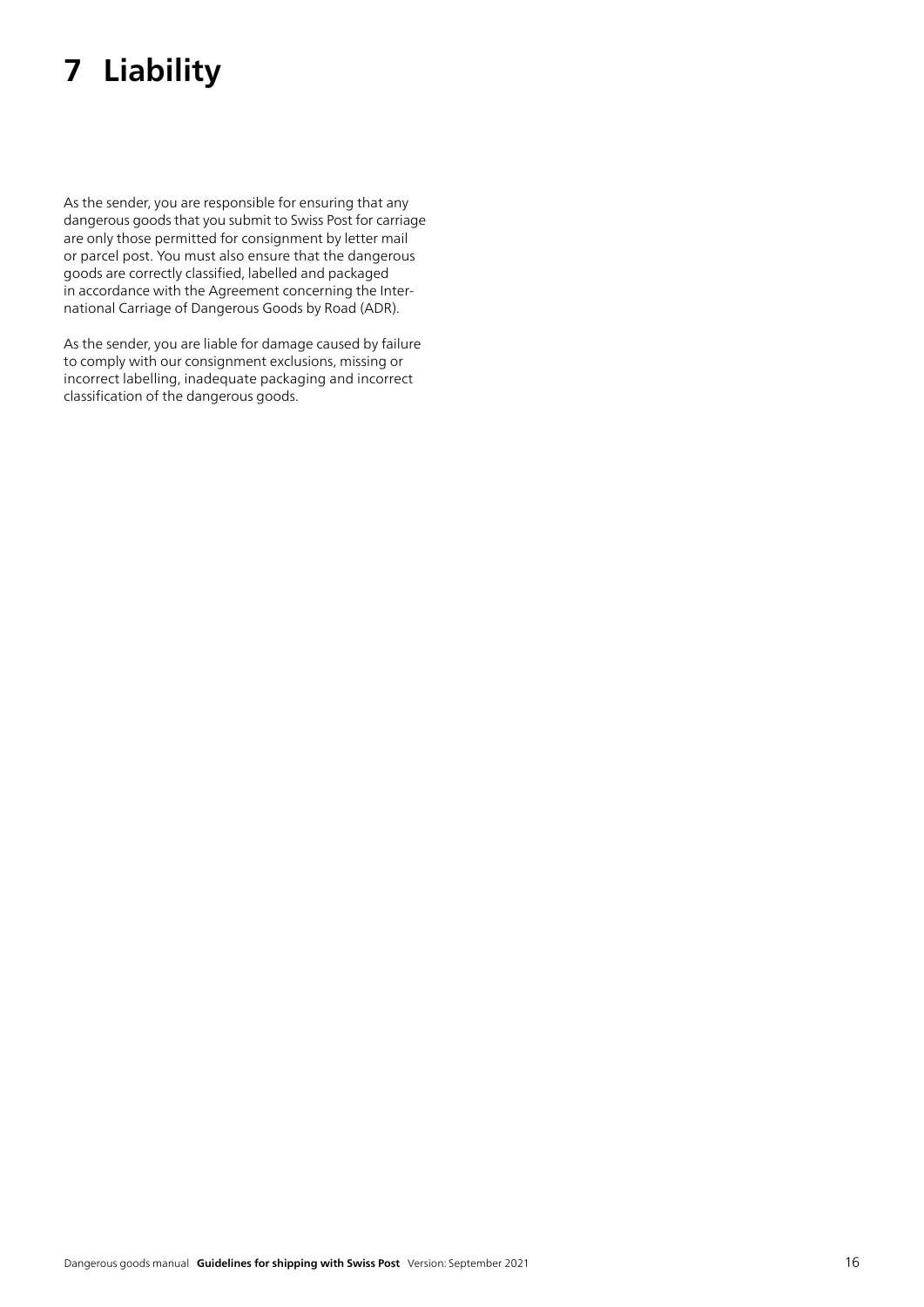# 7 Liability

As the sender, you are responsible for ensuring that any dangerous goods that you submit to Swiss Post for carriage are only those permitted for consignment by letter mail or parcel post. You must also ensure that the dangerous goods are correctly classified, labelled and packaged in accordance with the Agreement concerning the International Carriage of Dangerous Goods by Road (ADR).

As the sender, you are liable for damage caused by failure to comply with our consignment exclusions, missing or incorrect labelling, inadequate packaging and incorrect classification of the dangerous goods.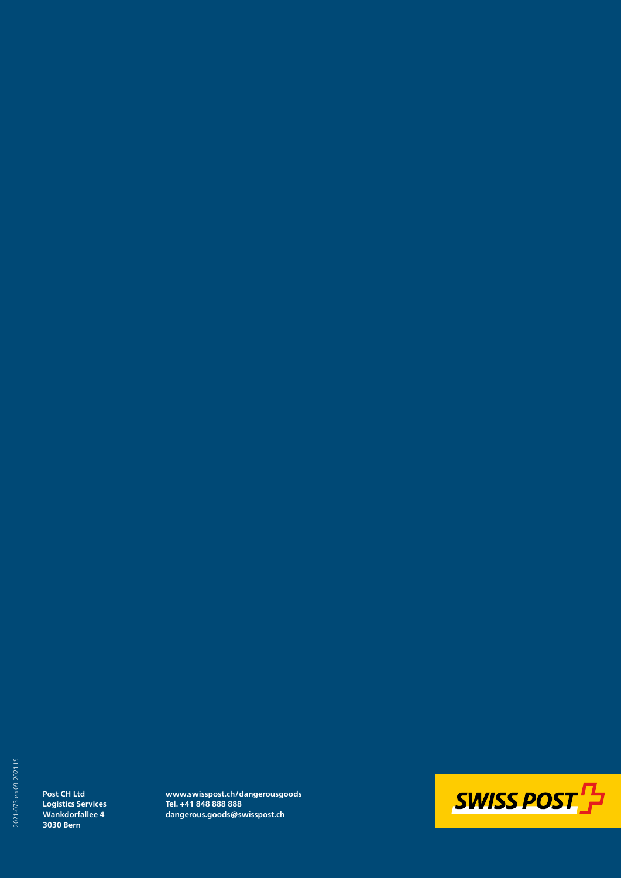Post CH Ltd
Logistics Services
Wankdorfallee 4
3030 Bern

www.swisspost.ch/dangerousgoods
Tel. +41 848 888 888
dangerous.goods@swisspost.ch

2021-073 en 09.2021 LS